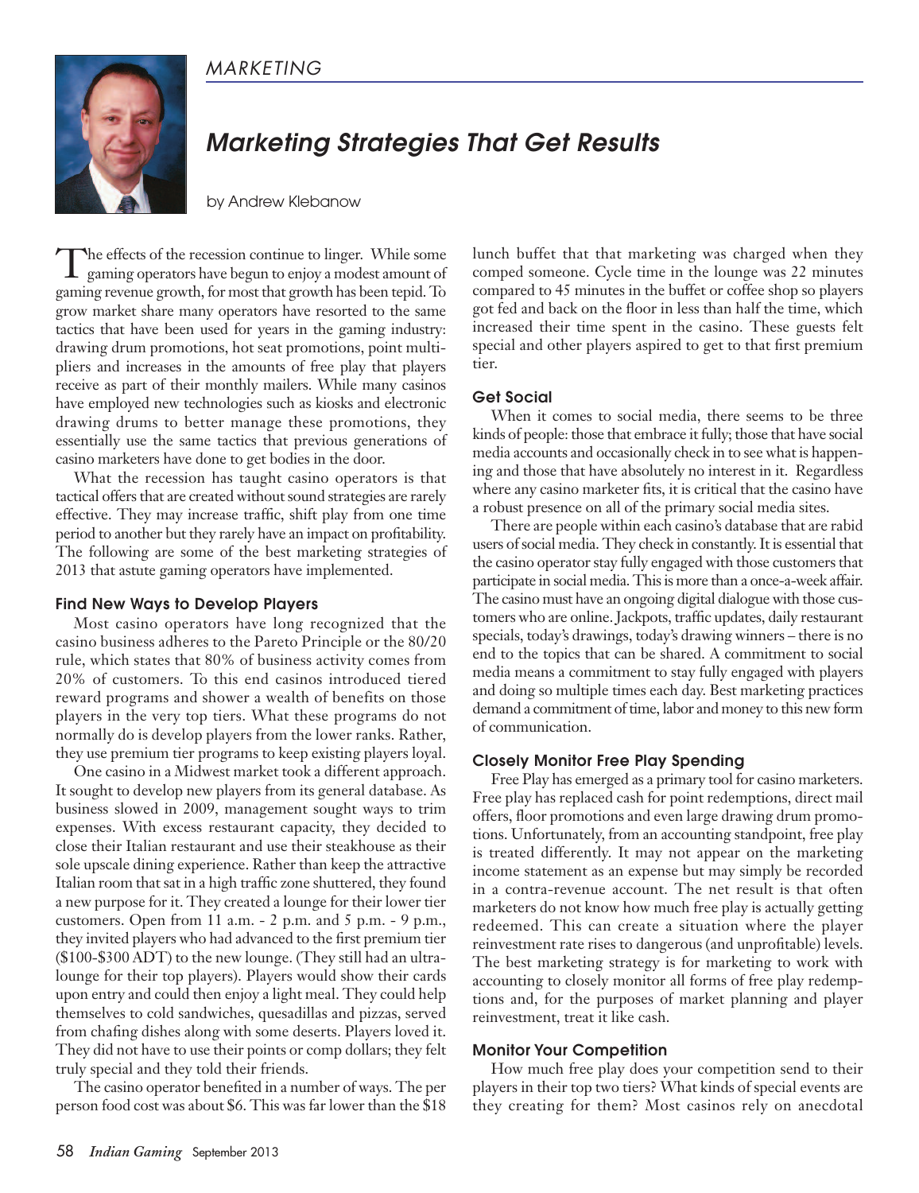*MARKETING*

# Marketing Strategies That Get Results

by Andrew Klebanow

The effects of the recession continue to linger. While some gaming operators have begun to enjoy a modest amount of gaming revenue growth, for most that growth has been tepid. To grow market share many operators have resorted to the same tactics that have been used for years in the gaming industry: drawing drum promotions, hot seat promotions, point multipliers and increases in the amounts of free play that players receive as part of their monthly mailers. While many casinos have employed new technologies such as kiosks and electronic drawing drums to better manage these promotions, they essentially use the same tactics that previous generations of casino marketers have done to get bodies in the door.

What the recession has taught casino operators is that tactical offers that are created without sound strategies are rarely effective. They may increase traffic, shift play from one time period to another but they rarely have an impact on profitability. The following are some of the best marketing strategies of 2013 that astute gaming operators have implemented.

### Find New Ways to Develop Players

Most casino operators have long recognized that the casino business adheres to the Pareto Principle or the 80/20 rule, which states that 80% of business activity comes from 20% of customers. To this end casinos introduced tiered reward programs and shower a wealth of benefits on those players in the very top tiers. What these programs do not normally do is develop players from the lower ranks. Rather, they use premium tier programs to keep existing players loyal.

One casino in a Midwest market took a different approach. It sought to develop new players from its general database. As business slowed in 2009, management sought ways to trim expenses. With excess restaurant capacity, they decided to close their Italian restaurant and use their steakhouse as their sole upscale dining experience. Rather than keep the attractive Italian room that sat in a high traffic zone shuttered, they found a new purpose for it. They created a lounge for their lower tier customers. Open from 11 a.m. - 2 p.m. and 5 p.m. - 9 p.m., they invited players who had advanced to the first premium tier ($100-$300 ADT) to the new lounge. (They still had an ultra-lounge for their top players). Players would show their cards upon entry and could then enjoy a light meal. They could help themselves to cold sandwiches, quesadillas and pizzas, served from chafing dishes along with some deserts. Players loved it. They did not have to use their points or comp dollars; they felt truly special and they told their friends.

The casino operator benefited in a number of ways. The per person food cost was about $6. This was far lower than the $18 lunch buffet that that marketing was charged when they comped someone. Cycle time in the lounge was 22 minutes compared to 45 minutes in the buffet or coffee shop so players got fed and back on the floor in less than half the time, which increased their time spent in the casino. These guests felt special and other players aspired to get to that first premium tier.

### Get Social

When it comes to social media, there seems to be three kinds of people: those that embrace it fully; those that have social media accounts and occasionally check in to see what is happening and those that have absolutely no interest in it. Regardless where any casino marketer fits, it is critical that the casino have a robust presence on all of the primary social media sites.

There are people within each casino's database that are rabid users of social media. They check in constantly. It is essential that the casino operator stay fully engaged with those customers that participate in social media. This is more than a once-a-week affair. The casino must have an ongoing digital dialogue with those customers who are online. Jackpots, traffic updates, daily restaurant specials, today's drawings, today's drawing winners – there is no end to the topics that can be shared. A commitment to social media means a commitment to stay fully engaged with players and doing so multiple times each day. Best marketing practices demand a commitment of time, labor and money to this new form of communication.

### Closely Monitor Free Play Spending

Free Play has emerged as a primary tool for casino marketers. Free play has replaced cash for point redemptions, direct mail offers, floor promotions and even large drawing drum promotions. Unfortunately, from an accounting standpoint, free play is treated differently. It may not appear on the marketing income statement as an expense but may simply be recorded in a contra-revenue account. The net result is that often marketers do not know how much free play is actually getting redeemed. This can create a situation where the player reinvestment rate rises to dangerous (and unprofitable) levels. The best marketing strategy is for marketing to work with accounting to closely monitor all forms of free play redemptions and, for the purposes of market planning and player reinvestment, treat it like cash.

### Monitor Your Competition

How much free play does your competition send to their players in their top two tiers? What kinds of special events are they creating for them? Most casinos rely on anecdotal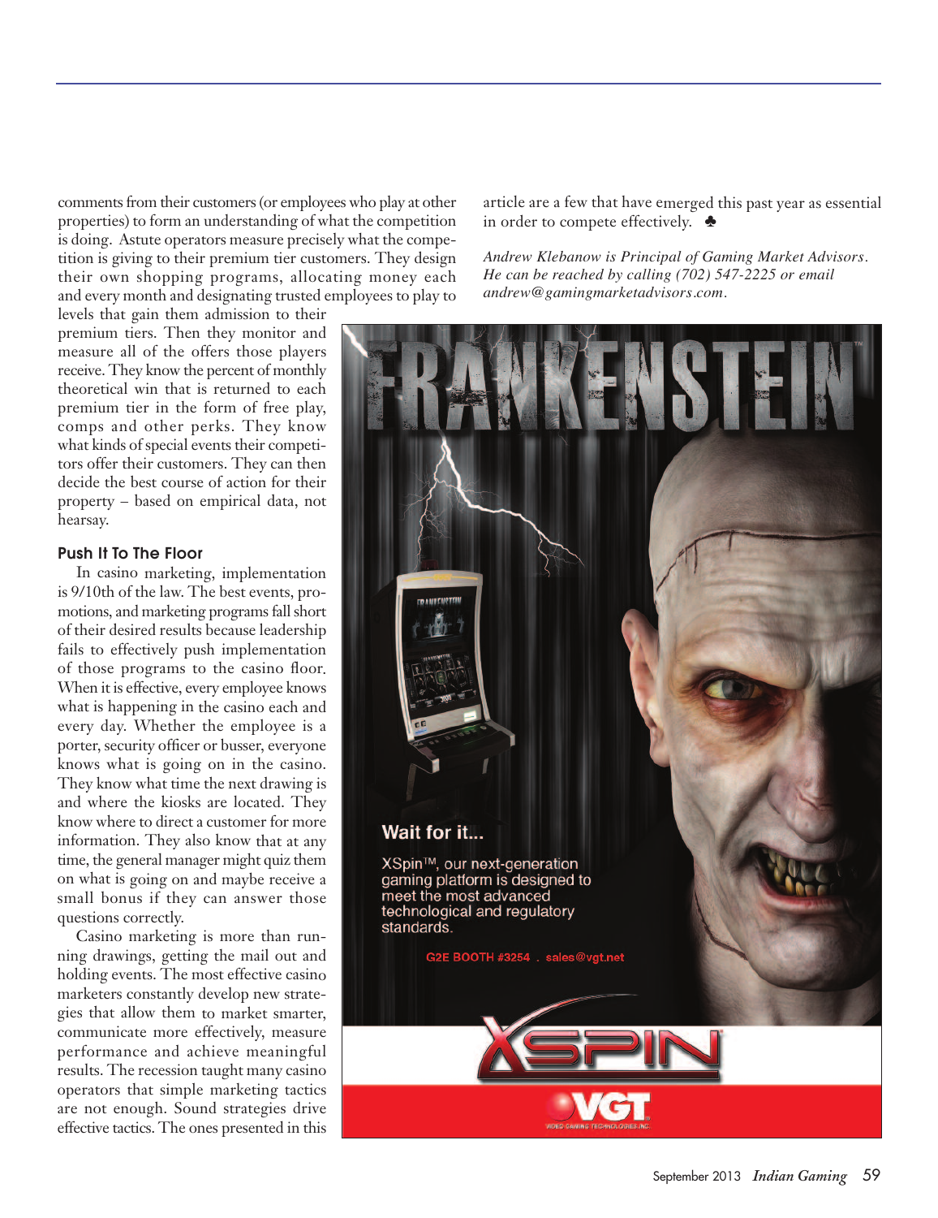comments from their customers (or employees who play at other properties) to form an understanding of what the competition is doing. Astute operators measure precisely what the competition is giving to their premium tier customers. They design their own shopping programs, allocating money each and every month and designating trusted employees to play to levels that gain them admission to their premium tiers. Then they monitor and measure all of the offers those players receive. They know the percent of monthly theoretical win that is returned to each premium tier in the form of free play, comps and other perks. They know what kinds of special events their competitors offer their customers. They can then decide the best course of action for their property – based on empirical data, not hearsay.

### Push It To The Floor

In casino marketing, implementation is 9/10th of the law. The best events, promotions, and marketing programs fall short of their desired results because leadership fails to effectively push implementation of those programs to the casino floor. When it is effective, every employee knows what is happening in the casino each and every day. Whether the employee is a porter, security officer or busser, everyone knows what is going on in the casino. They know what time the next drawing is and where the kiosks are located. They know where to direct a customer for more information. They also know that at any time, the general manager might quiz them on what is going on and maybe receive a small bonus if they can answer those questions correctly.

Casino marketing is more than running drawings, getting the mail out and holding events. The most effective casino marketers constantly develop new strategies that allow them to market smarter, communicate more effectively, measure performance and achieve meaningful results. The recession taught many casino operators that simple marketing tactics are not enough. Sound strategies drive effective tactics. The ones presented in this article are a few that have emerged this past year as essential in order to compete effectively. ♣

*Andrew Klebanow is Principal of Gaming Market Advisors. He can be reached by calling (702) 547-2225 or email andrew@gamingmarketadvisors.com.*

FRANKENSTEIN™

Wait for it...

XSpin™, our next-generation gaming platform is designed to meet the most advanced technological and regulatory standards.

G2E BOOTH #3254 . sales@vgt.net

XSPIN

VGT
VIDEO GAMING TECHNOLOGIES INC.